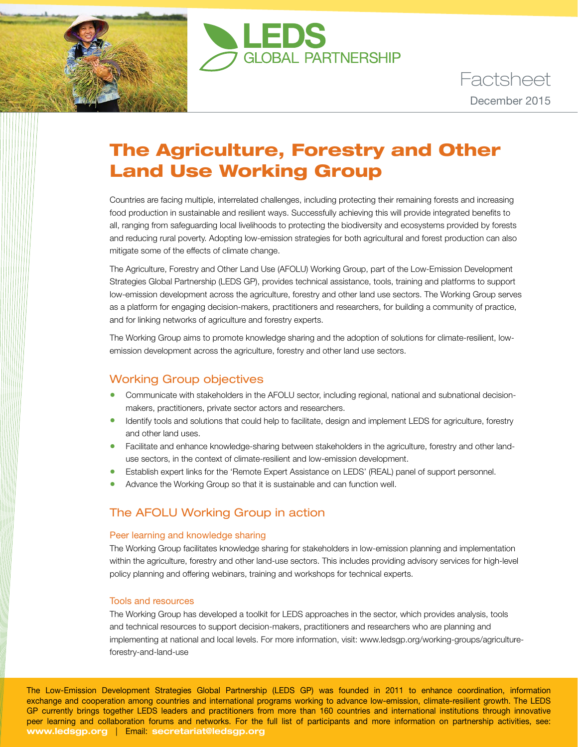LEDS GLOBAL PARTNERSHIP

Factsheet

December 2015

# The Agriculture, Forestry and Other Land Use Working Group

Countries are facing multiple, interrelated challenges, including protecting their remaining forests and increasing food production in sustainable and resilient ways. Successfully achieving this will provide integrated benefits to all, ranging from safeguarding local livelihoods to protecting the biodiversity and ecosystems provided by forests and reducing rural poverty. Adopting low-emission strategies for both agricultural and forest production can also mitigate some of the effects of climate change.

The Agriculture, Forestry and Other Land Use (AFOLU) Working Group, part of the Low-Emission Development Strategies Global Partnership (LEDS GP), provides technical assistance, tools, training and platforms to support low-emission development across the agriculture, forestry and other land use sectors. The Working Group serves as a platform for engaging decision-makers, practitioners and researchers, for building a community of practice, and for linking networks of agriculture and forestry experts.

The Working Group aims to promote knowledge sharing and the adoption of solutions for climate-resilient, low-emission development across the agriculture, forestry and other land use sectors.

## Working Group objectives

- Communicate with stakeholders in the AFOLU sector, including regional, national and subnational decision-makers, practitioners, private sector actors and researchers.
- Identify tools and solutions that could help to facilitate, design and implement LEDS for agriculture, forestry and other land uses.
- Facilitate and enhance knowledge-sharing between stakeholders in the agriculture, forestry and other land-use sectors, in the context of climate-resilient and low-emission development.
- Establish expert links for the 'Remote Expert Assistance on LEDS' (REAL) panel of support personnel.
- Advance the Working Group so that it is sustainable and can function well.

## The AFOLU Working Group in action

### Peer learning and knowledge sharing

The Working Group facilitates knowledge sharing for stakeholders in low-emission planning and implementation within the agriculture, forestry and other land-use sectors. This includes providing advisory services for high-level policy planning and offering webinars, training and workshops for technical experts.

### Tools and resources

The Working Group has developed a toolkit for LEDS approaches in the sector, which provides analysis, tools and technical resources to support decision-makers, practitioners and researchers who are planning and implementing at national and local levels. For more information, visit: www.ledsgp.org/working-groups/agriculture-forestry-and-land-use

The Low-Emission Development Strategies Global Partnership (LEDS GP) was founded in 2011 to enhance coordination, information exchange and cooperation among countries and international programs working to advance low-emission, climate-resilient growth. The LEDS GP currently brings together LEDS leaders and practitioners from more than 160 countries and international institutions through innovative peer learning and collaboration forums and networks. For the full list of participants and more information on partnership activities, see: **www.ledsgp.org** | Email: **secretariat@ledsgp.org**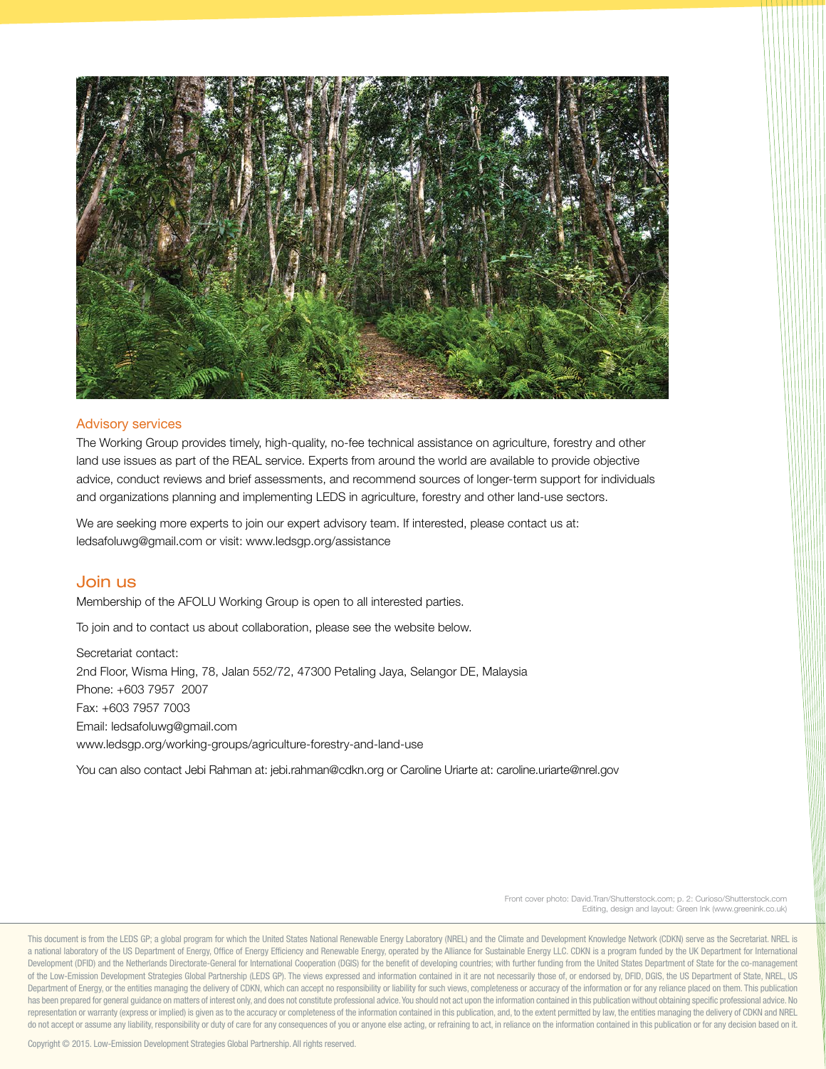## Advisory services

The Working Group provides timely, high-quality, no-fee technical assistance on agriculture, forestry and other land use issues as part of the REAL service. Experts from around the world are available to provide objective advice, conduct reviews and brief assessments, and recommend sources of longer-term support for individuals and organizations planning and implementing LEDS in agriculture, forestry and other land-use sectors.

We are seeking more experts to join our expert advisory team. If interested, please contact us at: ledsafoluwg@gmail.com or visit: www.ledsgp.org/assistance

## Join us

Membership of the AFOLU Working Group is open to all interested parties.

To join and to contact us about collaboration, please see the website below.

Secretariat contact:
2nd Floor, Wisma Hing, 78, Jalan 552/72, 47300 Petaling Jaya, Selangor DE, Malaysia
Phone: +603 7957 2007
Fax: +603 7957 7003
Email: ledsafoluwg@gmail.com
www.ledsgp.org/working-groups/agriculture-forestry-and-land-use

You can also contact Jebi Rahman at: jebi.rahman@cdkn.org or Caroline Uriarte at: caroline.uriarte@nrel.gov

Front cover photo: David.Tran/Shutterstock.com; p. 2: Curioso/Shutterstock.com
Editing, design and layout: Green Ink (www.greenink.co.uk)

This document is from the LEDS GP; a global program for which the United States National Renewable Energy Laboratory (NREL) and the Climate and Development Knowledge Network (CDKN) serve as the Secretariat. NREL is a national laboratory of the US Department of Energy, Office of Energy Efficiency and Renewable Energy, operated by the Alliance for Sustainable Energy LLC. CDKN is a program funded by the UK Department for International Development (DFID) and the Netherlands Directorate-General for International Cooperation (DGIS) for the benefit of developing countries; with further funding from the United States Department of State for the co-management of the Low-Emission Development Strategies Global Partnership (LEDS GP). The views expressed and information contained in it are not necessarily those of, or endorsed by, DFID, DGIS, the US Department of State, NREL, US Department of Energy, or the entities managing the delivery of CDKN, which can accept no responsibility or liability for such views, completeness or accuracy of the information or for any reliance placed on them. This publication has been prepared for general guidance on matters of interest only, and does not constitute professional advice. You should not act upon the information contained in this publication without obtaining specific professional advice. No representation or warranty (express or implied) is given as to the accuracy or completeness of the information contained in this publication, and, to the extent permitted by law, the entities managing the delivery of CDKN and NREL do not accept or assume any liability, responsibility or duty of care for any consequences of you or anyone else acting, or refraining to act, in reliance on the information contained in this publication or for any decision based on it.

Copyright © 2015. Low-Emission Development Strategies Global Partnership. All rights reserved.